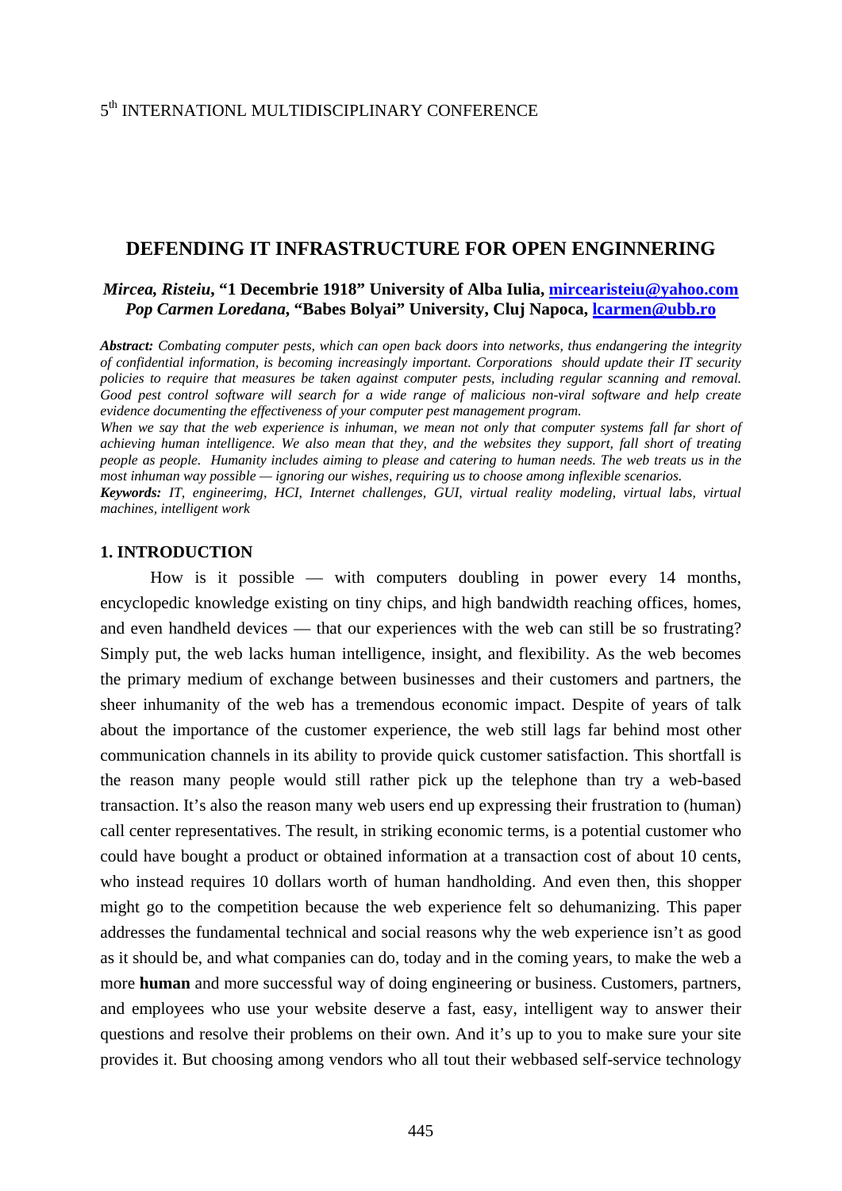5th INTERNATIONL MULTIDISCIPLINARY CONFERENCE

# DEFENDING IT INFRASTRUCTURE FOR OPEN ENGINNERING

***Mircea, Risteiu*, "1 Decembrie 1918" University of Alba Iulia, mircearisteiu@yahoo.com**
***Pop Carmen Loredana*, "Babes Bolyai" University, Cluj Napoca, lcarmen@ubb.ro**

***Abstract:*** *Combating computer pests, which can open back doors into networks, thus endangering the integrity of confidential information, is becoming increasingly important. Corporations should update their IT security policies to require that measures be taken against computer pests, including regular scanning and removal. Good pest control software will search for a wide range of malicious non-viral software and help create evidence documenting the effectiveness of your computer pest management program.*

*When we say that the web experience is inhuman, we mean not only that computer systems fall far short of achieving human intelligence. We also mean that they, and the websites they support, fall short of treating people as people. Humanity includes aiming to please and catering to human needs. The web treats us in the most inhuman way possible — ignoring our wishes, requiring us to choose among inflexible scenarios.*

***Keywords:*** *IT, engineerimg, HCI, Internet challenges, GUI, virtual reality modeling, virtual labs, virtual machines, intelligent work*

## 1. INTRODUCTION

How is it possible — with computers doubling in power every 14 months, encyclopedic knowledge existing on tiny chips, and high bandwidth reaching offices, homes, and even handheld devices — that our experiences with the web can still be so frustrating? Simply put, the web lacks human intelligence, insight, and flexibility. As the web becomes the primary medium of exchange between businesses and their customers and partners, the sheer inhumanity of the web has a tremendous economic impact. Despite of years of talk about the importance of the customer experience, the web still lags far behind most other communication channels in its ability to provide quick customer satisfaction. This shortfall is the reason many people would still rather pick up the telephone than try a web-based transaction. It's also the reason many web users end up expressing their frustration to (human) call center representatives. The result, in striking economic terms, is a potential customer who could have bought a product or obtained information at a transaction cost of about 10 cents, who instead requires 10 dollars worth of human handholding. And even then, this shopper might go to the competition because the web experience felt so dehumanizing. This paper addresses the fundamental technical and social reasons why the web experience isn't as good as it should be, and what companies can do, today and in the coming years, to make the web a more **human** and more successful way of doing engineering or business. Customers, partners, and employees who use your website deserve a fast, easy, intelligent way to answer their questions and resolve their problems on their own. And it's up to you to make sure your site provides it. But choosing among vendors who all tout their webbased self-service technology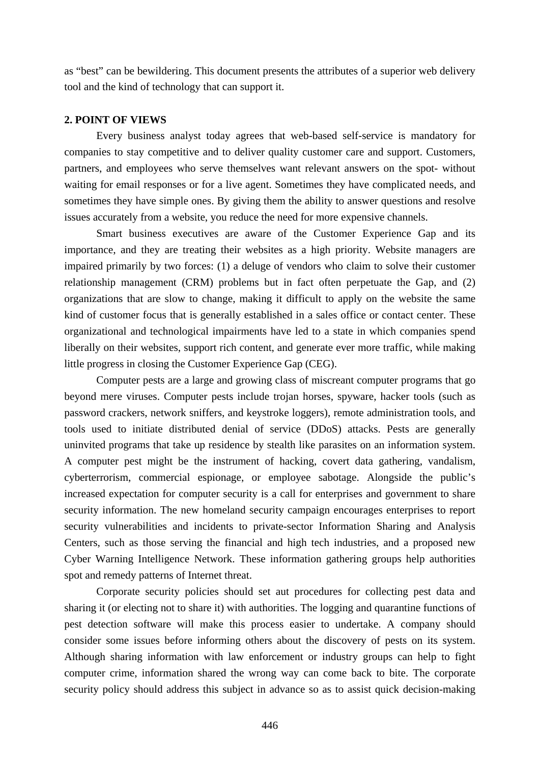as “best” can be bewildering. This document presents the attributes of a superior web delivery tool and the kind of technology that can support it.

## 2. POINT OF VIEWS

Every business analyst today agrees that web-based self-service is mandatory for companies to stay competitive and to deliver quality customer care and support. Customers, partners, and employees who serve themselves want relevant answers on the spot- without waiting for email responses or for a live agent. Sometimes they have complicated needs, and sometimes they have simple ones. By giving them the ability to answer questions and resolve issues accurately from a website, you reduce the need for more expensive channels.

Smart business executives are aware of the Customer Experience Gap and its importance, and they are treating their websites as a high priority. Website managers are impaired primarily by two forces: (1) a deluge of vendors who claim to solve their customer relationship management (CRM) problems but in fact often perpetuate the Gap, and (2) organizations that are slow to change, making it difficult to apply on the website the same kind of customer focus that is generally established in a sales office or contact center. These organizational and technological impairments have led to a state in which companies spend liberally on their websites, support rich content, and generate ever more traffic, while making little progress in closing the Customer Experience Gap (CEG).

Computer pests are a large and growing class of miscreant computer programs that go beyond mere viruses. Computer pests include trojan horses, spyware, hacker tools (such as password crackers, network sniffers, and keystroke loggers), remote administration tools, and tools used to initiate distributed denial of service (DDoS) attacks. Pests are generally uninvited programs that take up residence by stealth like parasites on an information system. A computer pest might be the instrument of hacking, covert data gathering, vandalism, cyberterrorism, commercial espionage, or employee sabotage. Alongside the public’s increased expectation for computer security is a call for enterprises and government to share security information. The new homeland security campaign encourages enterprises to report security vulnerabilities and incidents to private-sector Information Sharing and Analysis Centers, such as those serving the financial and high tech industries, and a proposed new Cyber Warning Intelligence Network. These information gathering groups help authorities spot and remedy patterns of Internet threat.

Corporate security policies should set aut procedures for collecting pest data and sharing it (or electing not to share it) with authorities. The logging and quarantine functions of pest detection software will make this process easier to undertake. A company should consider some issues before informing others about the discovery of pests on its system. Although sharing information with law enforcement or industry groups can help to fight computer crime, information shared the wrong way can come back to bite. The corporate security policy should address this subject in advance so as to assist quick decision-making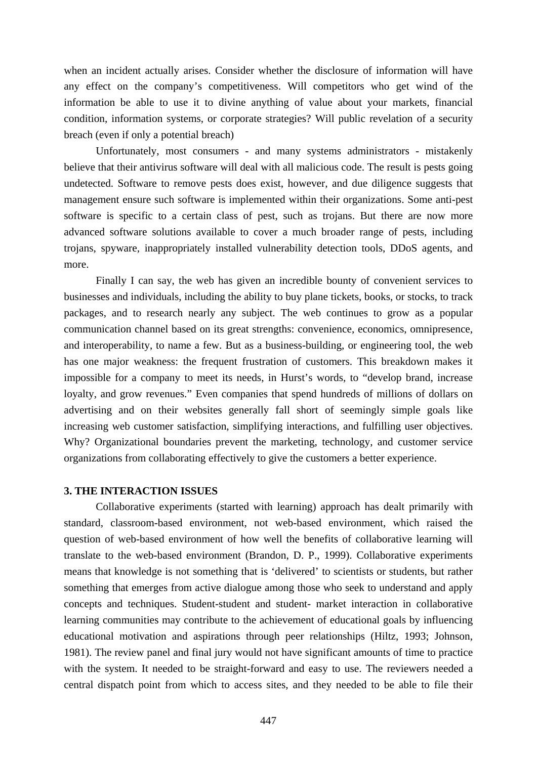when an incident actually arises. Consider whether the disclosure of information will have any effect on the company's competitiveness. Will competitors who get wind of the information be able to use it to divine anything of value about your markets, financial condition, information systems, or corporate strategies? Will public revelation of a security breach (even if only a potential breach)

Unfortunately, most consumers - and many systems administrators - mistakenly believe that their antivirus software will deal with all malicious code. The result is pests going undetected. Software to remove pests does exist, however, and due diligence suggests that management ensure such software is implemented within their organizations. Some anti-pest software is specific to a certain class of pest, such as trojans. But there are now more advanced software solutions available to cover a much broader range of pests, including trojans, spyware, inappropriately installed vulnerability detection tools, DDoS agents, and more.

Finally I can say, the web has given an incredible bounty of convenient services to businesses and individuals, including the ability to buy plane tickets, books, or stocks, to track packages, and to research nearly any subject. The web continues to grow as a popular communication channel based on its great strengths: convenience, economics, omnipresence, and interoperability, to name a few. But as a business-building, or engineering tool, the web has one major weakness: the frequent frustration of customers. This breakdown makes it impossible for a company to meet its needs, in Hurst's words, to "develop brand, increase loyalty, and grow revenues." Even companies that spend hundreds of millions of dollars on advertising and on their websites generally fall short of seemingly simple goals like increasing web customer satisfaction, simplifying interactions, and fulfilling user objectives. Why? Organizational boundaries prevent the marketing, technology, and customer service organizations from collaborating effectively to give the customers a better experience.

## 3. THE INTERACTION ISSUES

Collaborative experiments (started with learning) approach has dealt primarily with standard, classroom-based environment, not web-based environment, which raised the question of web-based environment of how well the benefits of collaborative learning will translate to the web-based environment (Brandon, D. P., 1999). Collaborative experiments means that knowledge is not something that is 'delivered' to scientists or students, but rather something that emerges from active dialogue among those who seek to understand and apply concepts and techniques. Student-student and student- market interaction in collaborative learning communities may contribute to the achievement of educational goals by influencing educational motivation and aspirations through peer relationships (Hiltz, 1993; Johnson, 1981). The review panel and final jury would not have significant amounts of time to practice with the system. It needed to be straight-forward and easy to use. The reviewers needed a central dispatch point from which to access sites, and they needed to be able to file their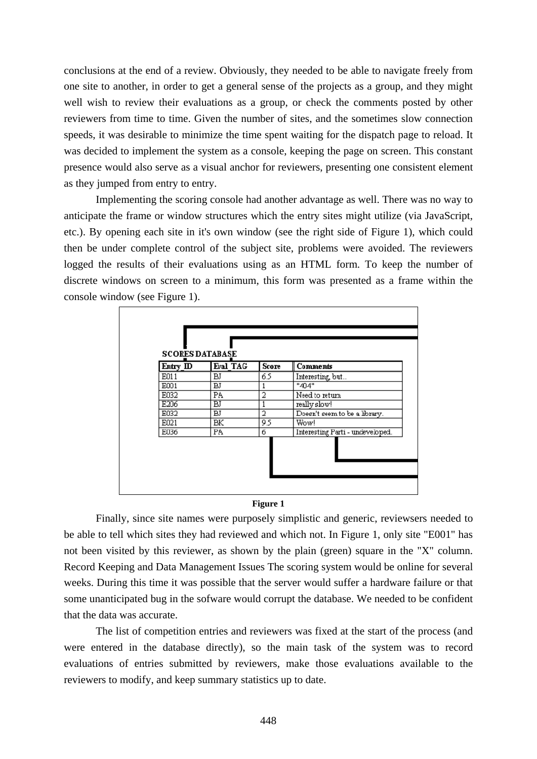conclusions at the end of a review. Obviously, they needed to be able to navigate freely from one site to another, in order to get a general sense of the projects as a group, and they might well wish to review their evaluations as a group, or check the comments posted by other reviewers from time to time. Given the number of sites, and the sometimes slow connection speeds, it was desirable to minimize the time spent waiting for the dispatch page to reload. It was decided to implement the system as a console, keeping the page on screen. This constant presence would also serve as a visual anchor for reviewers, presenting one consistent element as they jumped from entry to entry.

Implementing the scoring console had another advantage as well. There was no way to anticipate the frame or window structures which the entry sites might utilize (via JavaScript, etc.). By opening each site in it's own window (see the right side of Figure 1), which could then be under complete control of the subject site, problems were avoided. The reviewers logged the results of their evaluations using as an HTML form. To keep the number of discrete windows on screen to a minimum, this form was presented as a frame within the console window (see Figure 1).

SCORES DATABASE

| Entry_ID | Eval_TAG | Score | Comments |
|---|---|---|---|
| E011 | BJ | 6.5 | Interesting, but.. |
| E001 | BJ | 1 | "404" |
| E032 | PA | 2 | Need to return |
| E206 | BJ | 1 | really slow! |
| E032 | BJ | 2 | Doesn't seem to be a library. |
| E021 | BK | 9.5 | Wow! |
| E036 | PA | 6 | Interesting Parti - undeveloped. |

**Figure 1**

Finally, since site names were purposely simplistic and generic, reviewsers needed to be able to tell which sites they had reviewed and which not. In Figure 1, only site "E001" has not been visited by this reviewer, as shown by the plain (green) square in the "X" column. Record Keeping and Data Management Issues The scoring system would be online for several weeks. During this time it was possible that the server would suffer a hardware failure or that some unanticipated bug in the sofware would corrupt the database. We needed to be confident that the data was accurate.

The list of competition entries and reviewers was fixed at the start of the process (and were entered in the database directly), so the main task of the system was to record evaluations of entries submitted by reviewers, make those evaluations available to the reviewers to modify, and keep summary statistics up to date.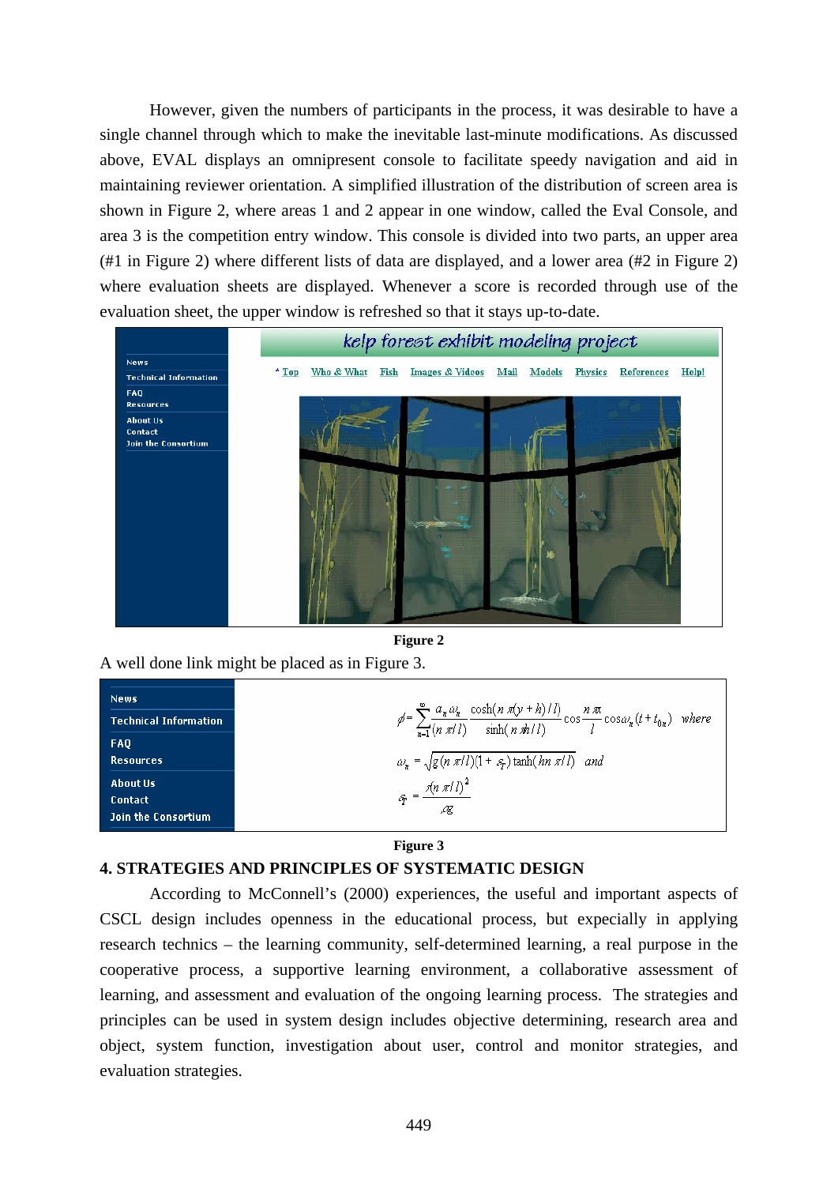However, given the numbers of participants in the process, it was desirable to have a single channel through which to make the inevitable last-minute modifications. As discussed above, EVAL displays an omnipresent console to facilitate speedy navigation and aid in maintaining reviewer orientation. A simplified illustration of the distribution of screen area is shown in Figure 2, where areas 1 and 2 appear in one window, called the Eval Console, and area 3 is the competition entry window. This console is divided into two parts, an upper area (#1 in Figure 2) where different lists of data are displayed, and a lower area (#2 in Figure 2) where evaluation sheets are displayed. Whenever a score is recorded through use of the evaluation sheet, the upper window is refreshed so that it stays up-to-date.

**Figure 2**

A well done link might be placed as in Figure 3.

**Figure 3**

## 4. STRATEGIES AND PRINCIPLES OF SYSTEMATIC DESIGN

According to McConnell's (2000) experiences, the useful and important aspects of CSCL design includes openness in the educational process, but expecially in applying research technics – the learning community, self-determined learning, a real purpose in the cooperative process, a supportive learning environment, a collaborative assessment of learning, and assessment and evaluation of the ongoing learning process. The strategies and principles can be used in system design includes objective determining, research area and object, system function, investigation about user, control and monitor strategies, and evaluation strategies.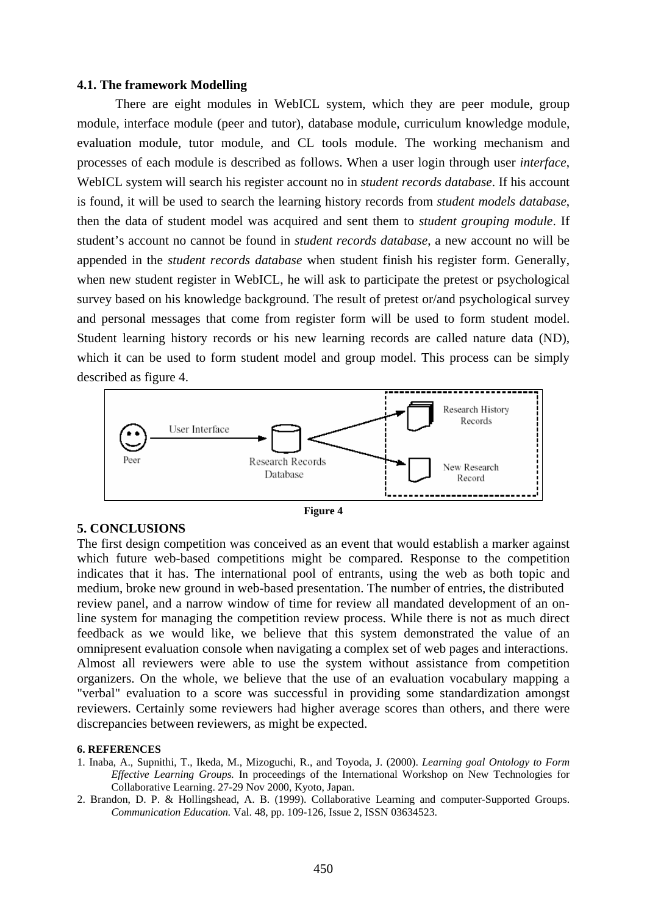### 4.1. The framework Modelling

There are eight modules in WebICL system, which they are peer module, group module, interface module (peer and tutor), database module, curriculum knowledge module, evaluation module, tutor module, and CL tools module. The working mechanism and processes of each module is described as follows. When a user login through user *interface*, WebICL system will search his register account no in *student records database*. If his account is found, it will be used to search the learning history records from *student models database*, then the data of student model was acquired and sent them to *student grouping module*. If student's account no cannot be found in *student records database*, a new account no will be appended in the *student records database* when student finish his register form. Generally, when new student register in WebICL, he will ask to participate the pretest or psychological survey based on his knowledge background. The result of pretest or/and psychological survey and personal messages that come from register form will be used to form student model. Student learning history records or his new learning records are called nature data (ND), which it can be used to form student model and group model. This process can be simply described as figure 4.

Peer

User Interface

Research Records Database

Research History Records

New Research Record

**Figure 4**

## 5. CONCLUSIONS

The first design competition was conceived as an event that would establish a marker against which future web-based competitions might be compared. Response to the competition indicates that it has. The international pool of entrants, using the web as both topic and medium, broke new ground in web-based presentation. The number of entries, the distributed review panel, and a narrow window of time for review all mandated development of an on-line system for managing the competition review process. While there is not as much direct feedback as we would like, we believe that this system demonstrated the value of an omnipresent evaluation console when navigating a complex set of web pages and interactions. Almost all reviewers were able to use the system without assistance from competition organizers. On the whole, we believe that the use of an evaluation vocabulary mapping a "verbal" evaluation to a score was successful in providing some standardization amongst reviewers. Certainly some reviewers had higher average scores than others, and there were discrepancies between reviewers, as might be expected.

## 6. REFERENCES

1. Inaba, A., Supnithi, T., Ikeda, M., Mizoguchi, R., and Toyoda, J. (2000). *Learning goal Ontology to Form Effective Learning Groups.* In proceedings of the International Workshop on New Technologies for Collaborative Learning. 27-29 Nov 2000, Kyoto, Japan.
2. Brandon, D. P. & Hollingshead, A. B. (1999). Collaborative Learning and computer-Supported Groups. *Communication Education.* Val. 48, pp. 109-126, Issue 2, ISSN 03634523.